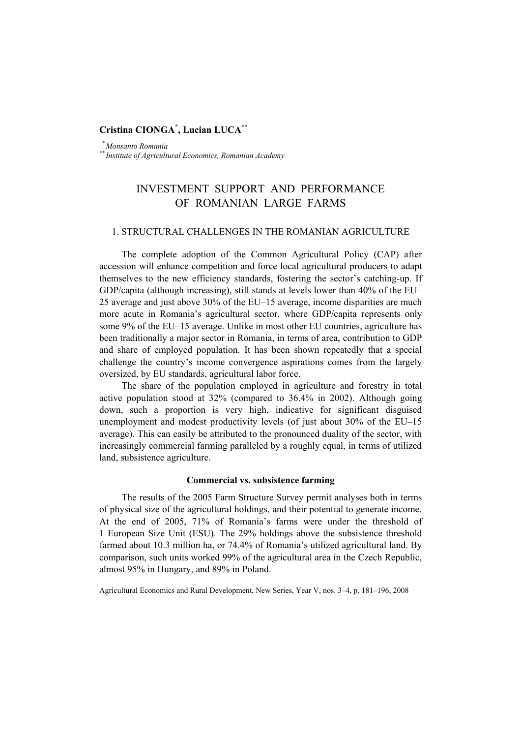**Cristina CIONGA[*], Lucian LUCA[**]**

[*] *Monsanto Romania*
[**] *Institute of Agricultural Economics, Romanian Academy*

# INVESTMENT SUPPORT AND PERFORMANCE OF ROMANIAN LARGE FARMS

## 1. STRUCTURAL CHALLENGES IN THE ROMANIAN AGRICULTURE

The complete adoption of the Common Agricultural Policy (CAP) after accession will enhance competition and force local agricultural producers to adapt themselves to the new efficiency standards, fostering the sector's catching-up. If GDP/capita (although increasing), still stands at levels lower than 40% of the EU–25 average and just above 30% of the EU–15 average, income disparities are much more acute in Romania's agricultural sector, where GDP/capita represents only some 9% of the EU–15 average. Unlike in most other EU countries, agriculture has been traditionally a major sector in Romania, in terms of area, contribution to GDP and share of employed population. It has been shown repeatedly that a special challenge the country's income convergence aspirations comes from the largely oversized, by EU standards, agricultural labor force.

The share of the population employed in agriculture and forestry in total active population stood at 32% (compared to 36.4% in 2002). Although going down, such a proportion is very high, indicative for significant disguised unemployment and modest productivity levels (of just about 30% of the EU–15 average). This can easily be attributed to the pronounced duality of the sector, with increasingly commercial farming paralleled by a roughly equal, in terms of utilized land, subsistence agriculture.

### Commercial vs. subsistence farming

The results of the 2005 Farm Structure Survey permit analyses both in terms of physical size of the agricultural holdings, and their potential to generate income. At the end of 2005, 71% of Romania's farms were under the threshold of 1 European Size Unit (ESU). The 29% holdings above the subsistence threshold farmed about 10.3 million ha, or 74.4% of Romania's utilized agricultural land. By comparison, such units worked 99% of the agricultural area in the Czech Republic, almost 95% in Hungary, and 89% in Poland.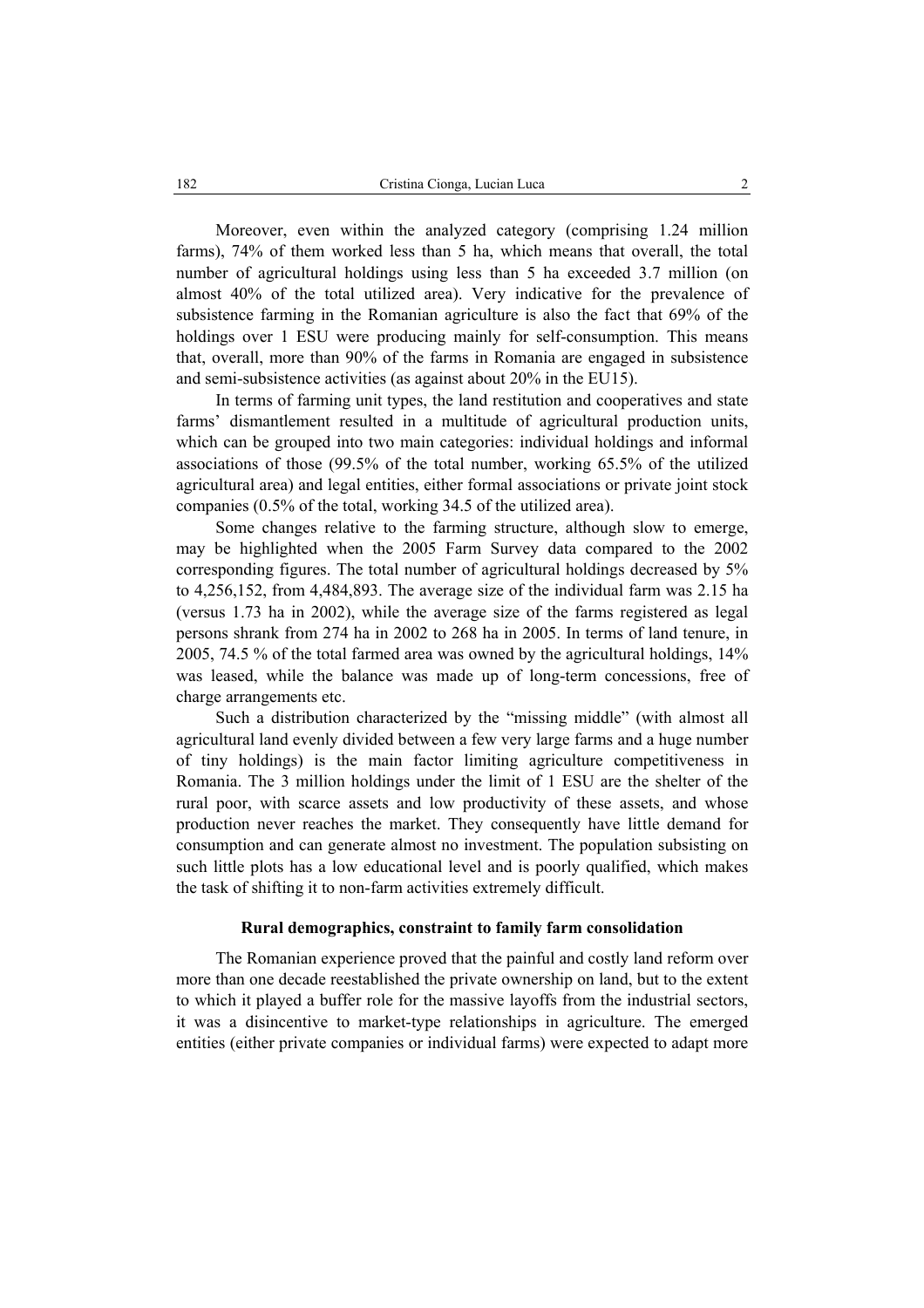Moreover, even within the analyzed category (comprising 1.24 million farms), 74% of them worked less than 5 ha, which means that overall, the total number of agricultural holdings using less than 5 ha exceeded 3.7 million (on almost 40% of the total utilized area). Very indicative for the prevalence of subsistence farming in the Romanian agriculture is also the fact that 69% of the holdings over 1 ESU were producing mainly for self-consumption. This means that, overall, more than 90% of the farms in Romania are engaged in subsistence and semi-subsistence activities (as against about 20% in the EU15).

In terms of farming unit types, the land restitution and cooperatives and state farms' dismantlement resulted in a multitude of agricultural production units, which can be grouped into two main categories: individual holdings and informal associations of those (99.5% of the total number, working 65.5% of the utilized agricultural area) and legal entities, either formal associations or private joint stock companies (0.5% of the total, working 34.5 of the utilized area).

Some changes relative to the farming structure, although slow to emerge, may be highlighted when the 2005 Farm Survey data compared to the 2002 corresponding figures. The total number of agricultural holdings decreased by 5% to 4,256,152, from 4,484,893. The average size of the individual farm was 2.15 ha (versus 1.73 ha in 2002), while the average size of the farms registered as legal persons shrank from 274 ha in 2002 to 268 ha in 2005. In terms of land tenure, in 2005, 74.5 % of the total farmed area was owned by the agricultural holdings, 14% was leased, while the balance was made up of long-term concessions, free of charge arrangements etc.

Such a distribution characterized by the "missing middle" (with almost all agricultural land evenly divided between a few very large farms and a huge number of tiny holdings) is the main factor limiting agriculture competitiveness in Romania. The 3 million holdings under the limit of 1 ESU are the shelter of the rural poor, with scarce assets and low productivity of these assets, and whose production never reaches the market. They consequently have little demand for consumption and can generate almost no investment. The population subsisting on such little plots has a low educational level and is poorly qualified, which makes the task of shifting it to non-farm activities extremely difficult.

## Rural demographics, constraint to family farm consolidation

The Romanian experience proved that the painful and costly land reform over more than one decade reestablished the private ownership on land, but to the extent to which it played a buffer role for the massive layoffs from the industrial sectors, it was a disincentive to market-type relationships in agriculture. The emerged entities (either private companies or individual farms) were expected to adapt more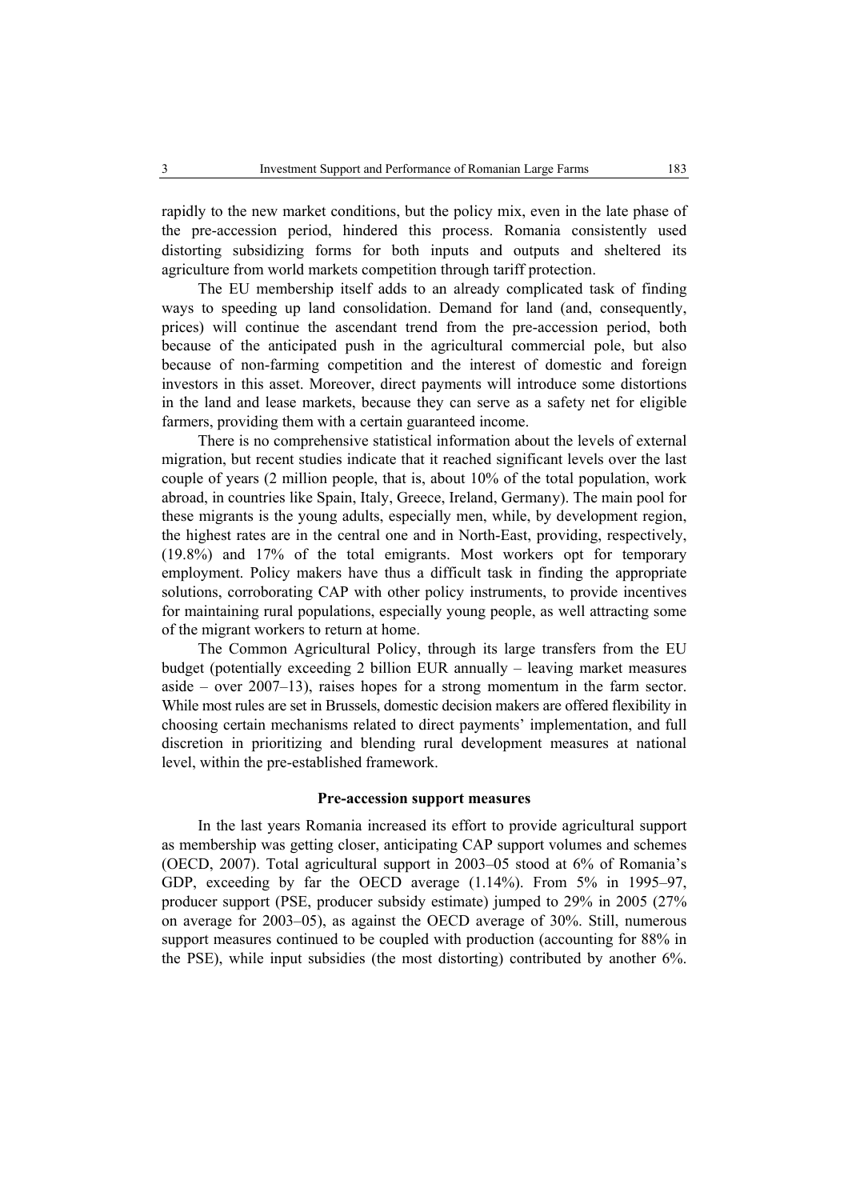rapidly to the new market conditions, but the policy mix, even in the late phase of the pre-accession period, hindered this process. Romania consistently used distorting subsidizing forms for both inputs and outputs and sheltered its agriculture from world markets competition through tariff protection.

The EU membership itself adds to an already complicated task of finding ways to speeding up land consolidation. Demand for land (and, consequently, prices) will continue the ascendant trend from the pre-accession period, both because of the anticipated push in the agricultural commercial pole, but also because of non-farming competition and the interest of domestic and foreign investors in this asset. Moreover, direct payments will introduce some distortions in the land and lease markets, because they can serve as a safety net for eligible farmers, providing them with a certain guaranteed income.

There is no comprehensive statistical information about the levels of external migration, but recent studies indicate that it reached significant levels over the last couple of years (2 million people, that is, about 10% of the total population, work abroad, in countries like Spain, Italy, Greece, Ireland, Germany). The main pool for these migrants is the young adults, especially men, while, by development region, the highest rates are in the central one and in North-East, providing, respectively, (19.8%) and 17% of the total emigrants. Most workers opt for temporary employment. Policy makers have thus a difficult task in finding the appropriate solutions, corroborating CAP with other policy instruments, to provide incentives for maintaining rural populations, especially young people, as well attracting some of the migrant workers to return at home.

The Common Agricultural Policy, through its large transfers from the EU budget (potentially exceeding 2 billion EUR annually – leaving market measures aside – over 2007–13), raises hopes for a strong momentum in the farm sector. While most rules are set in Brussels, domestic decision makers are offered flexibility in choosing certain mechanisms related to direct payments' implementation, and full discretion in prioritizing and blending rural development measures at national level, within the pre-established framework.

## Pre-accession support measures

In the last years Romania increased its effort to provide agricultural support as membership was getting closer, anticipating CAP support volumes and schemes (OECD, 2007). Total agricultural support in 2003–05 stood at 6% of Romania's GDP, exceeding by far the OECD average (1.14%). From 5% in 1995–97, producer support (PSE, producer subsidy estimate) jumped to 29% in 2005 (27% on average for 2003–05), as against the OECD average of 30%. Still, numerous support measures continued to be coupled with production (accounting for 88% in the PSE), while input subsidies (the most distorting) contributed by another 6%.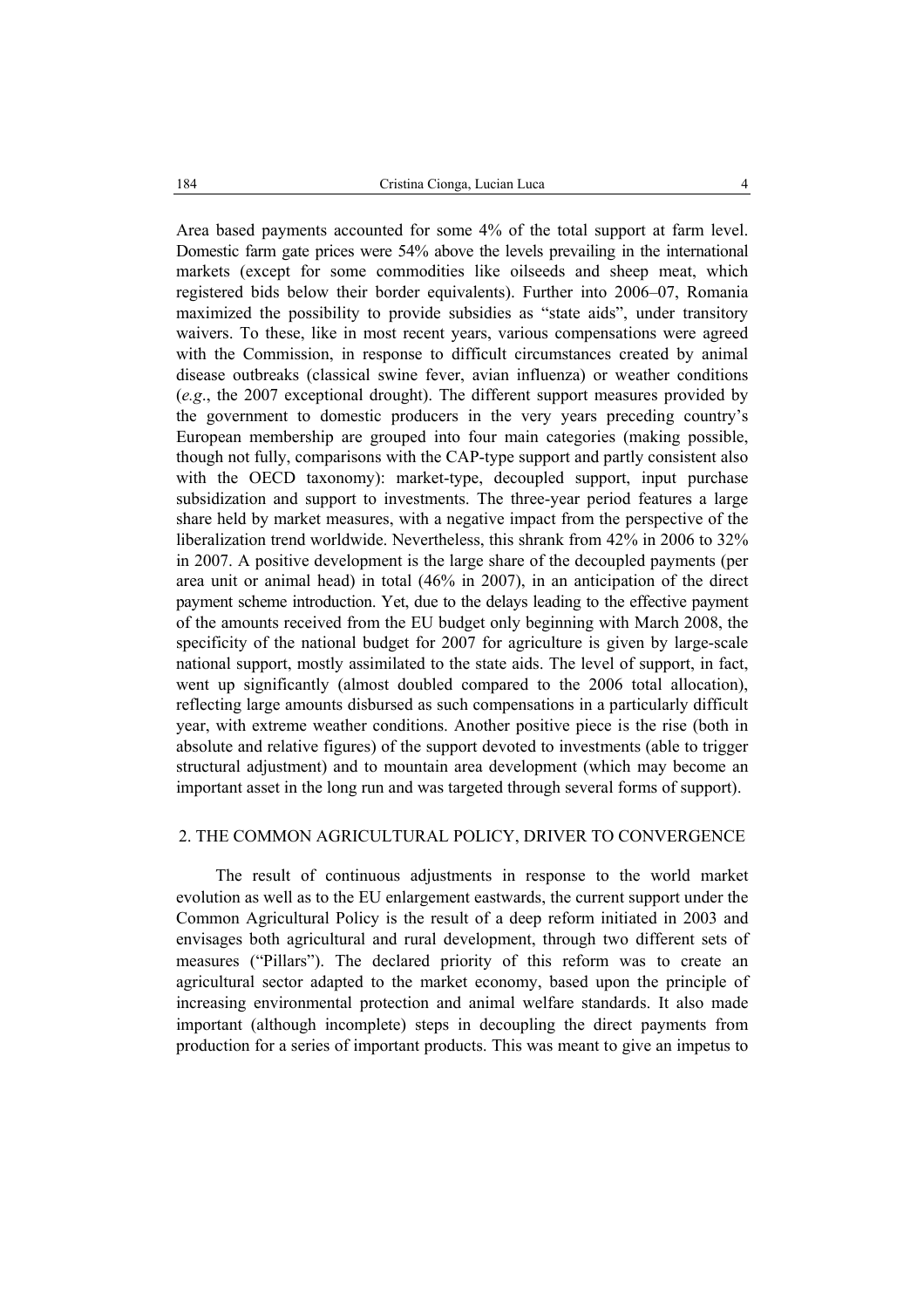Area based payments accounted for some 4% of the total support at farm level. Domestic farm gate prices were 54% above the levels prevailing in the international markets (except for some commodities like oilseeds and sheep meat, which registered bids below their border equivalents). Further into 2006–07, Romania maximized the possibility to provide subsidies as "state aids", under transitory waivers. To these, like in most recent years, various compensations were agreed with the Commission, in response to difficult circumstances created by animal disease outbreaks (classical swine fever, avian influenza) or weather conditions (*e.g*., the 2007 exceptional drought). The different support measures provided by the government to domestic producers in the very years preceding country's European membership are grouped into four main categories (making possible, though not fully, comparisons with the CAP-type support and partly consistent also with the OECD taxonomy): market-type, decoupled support, input purchase subsidization and support to investments. The three-year period features a large share held by market measures, with a negative impact from the perspective of the liberalization trend worldwide. Nevertheless, this shrank from 42% in 2006 to 32% in 2007. A positive development is the large share of the decoupled payments (per area unit or animal head) in total (46% in 2007), in an anticipation of the direct payment scheme introduction. Yet, due to the delays leading to the effective payment of the amounts received from the EU budget only beginning with March 2008, the specificity of the national budget for 2007 for agriculture is given by large-scale national support, mostly assimilated to the state aids. The level of support, in fact, went up significantly (almost doubled compared to the 2006 total allocation), reflecting large amounts disbursed as such compensations in a particularly difficult year, with extreme weather conditions. Another positive piece is the rise (both in absolute and relative figures) of the support devoted to investments (able to trigger structural adjustment) and to mountain area development (which may become an important asset in the long run and was targeted through several forms of support).

## 2. THE COMMON AGRICULTURAL POLICY, DRIVER TO CONVERGENCE

The result of continuous adjustments in response to the world market evolution as well as to the EU enlargement eastwards, the current support under the Common Agricultural Policy is the result of a deep reform initiated in 2003 and envisages both agricultural and rural development, through two different sets of measures ("Pillars"). The declared priority of this reform was to create an agricultural sector adapted to the market economy, based upon the principle of increasing environmental protection and animal welfare standards. It also made important (although incomplete) steps in decoupling the direct payments from production for a series of important products. This was meant to give an impetus to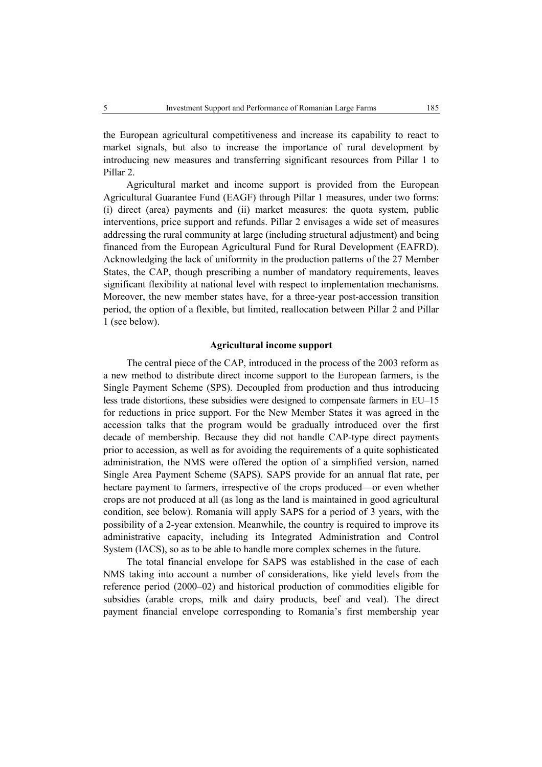the European agricultural competitiveness and increase its capability to react to market signals, but also to increase the importance of rural development by introducing new measures and transferring significant resources from Pillar 1 to Pillar 2.

Agricultural market and income support is provided from the European Agricultural Guarantee Fund (EAGF) through Pillar 1 measures, under two forms: (i) direct (area) payments and (ii) market measures: the quota system, public interventions, price support and refunds. Pillar 2 envisages a wide set of measures addressing the rural community at large (including structural adjustment) and being financed from the European Agricultural Fund for Rural Development (EAFRD). Acknowledging the lack of uniformity in the production patterns of the 27 Member States, the CAP, though prescribing a number of mandatory requirements, leaves significant flexibility at national level with respect to implementation mechanisms. Moreover, the new member states have, for a three-year post-accession transition period, the option of a flexible, but limited, reallocation between Pillar 2 and Pillar 1 (see below).

**Agricultural income support**

The central piece of the CAP, introduced in the process of the 2003 reform as a new method to distribute direct income support to the European farmers, is the Single Payment Scheme (SPS). Decoupled from production and thus introducing less trade distortions, these subsidies were designed to compensate farmers in EU–15 for reductions in price support. For the New Member States it was agreed in the accession talks that the program would be gradually introduced over the first decade of membership. Because they did not handle CAP-type direct payments prior to accession, as well as for avoiding the requirements of a quite sophisticated administration, the NMS were offered the option of a simplified version, named Single Area Payment Scheme (SAPS). SAPS provide for an annual flat rate, per hectare payment to farmers, irrespective of the crops produced—or even whether crops are not produced at all (as long as the land is maintained in good agricultural condition, see below). Romania will apply SAPS for a period of 3 years, with the possibility of a 2-year extension. Meanwhile, the country is required to improve its administrative capacity, including its Integrated Administration and Control System (IACS), so as to be able to handle more complex schemes in the future.

The total financial envelope for SAPS was established in the case of each NMS taking into account a number of considerations, like yield levels from the reference period (2000–02) and historical production of commodities eligible for subsidies (arable crops, milk and dairy products, beef and veal). The direct payment financial envelope corresponding to Romania's first membership year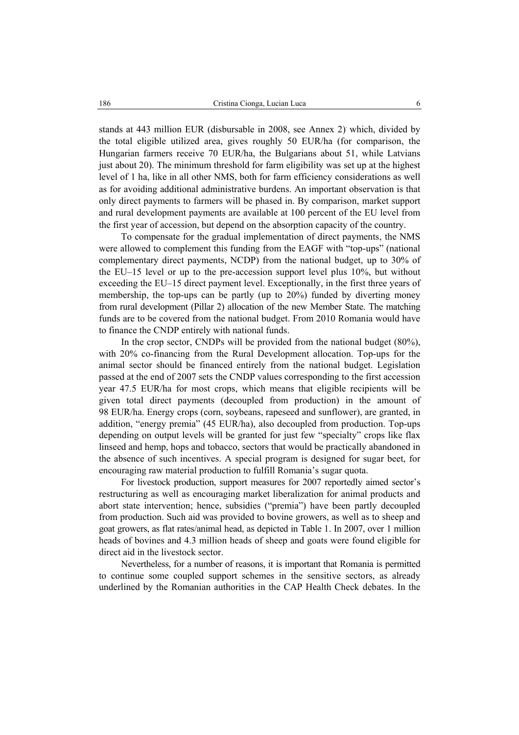stands at 443 million EUR (disbursable in 2008, see Annex 2) which, divided by the total eligible utilized area, gives roughly 50 EUR/ha (for comparison, the Hungarian farmers receive 70 EUR/ha, the Bulgarians about 51, while Latvians just about 20). The minimum threshold for farm eligibility was set up at the highest level of 1 ha, like in all other NMS, both for farm efficiency considerations as well as for avoiding additional administrative burdens. An important observation is that only direct payments to farmers will be phased in. By comparison, market support and rural development payments are available at 100 percent of the EU level from the first year of accession, but depend on the absorption capacity of the country.

To compensate for the gradual implementation of direct payments, the NMS were allowed to complement this funding from the EAGF with "top-ups" (national complementary direct payments, NCDP) from the national budget, up to 30% of the EU–15 level or up to the pre-accession support level plus 10%, but without exceeding the EU–15 direct payment level. Exceptionally, in the first three years of membership, the top-ups can be partly (up to 20%) funded by diverting money from rural development (Pillar 2) allocation of the new Member State. The matching funds are to be covered from the national budget. From 2010 Romania would have to finance the CNDP entirely with national funds.

In the crop sector, CNDPs will be provided from the national budget (80%), with 20% co-financing from the Rural Development allocation. Top-ups for the animal sector should be financed entirely from the national budget. Legislation passed at the end of 2007 sets the CNDP values corresponding to the first accession year 47.5 EUR/ha for most crops, which means that eligible recipients will be given total direct payments (decoupled from production) in the amount of 98 EUR/ha. Energy crops (corn, soybeans, rapeseed and sunflower), are granted, in addition, "energy premia" (45 EUR/ha), also decoupled from production. Top-ups depending on output levels will be granted for just few "specialty" crops like flax linseed and hemp, hops and tobacco, sectors that would be practically abandoned in the absence of such incentives. A special program is designed for sugar beet, for encouraging raw material production to fulfill Romania's sugar quota.

For livestock production, support measures for 2007 reportedly aimed sector's restructuring as well as encouraging market liberalization for animal products and abort state intervention; hence, subsidies ("premia") have been partly decoupled from production. Such aid was provided to bovine growers, as well as to sheep and goat growers, as flat rates/animal head, as depicted in Table 1. In 2007, over 1 million heads of bovines and 4.3 million heads of sheep and goats were found eligible for direct aid in the livestock sector.

Nevertheless, for a number of reasons, it is important that Romania is permitted to continue some coupled support schemes in the sensitive sectors, as already underlined by the Romanian authorities in the CAP Health Check debates. In the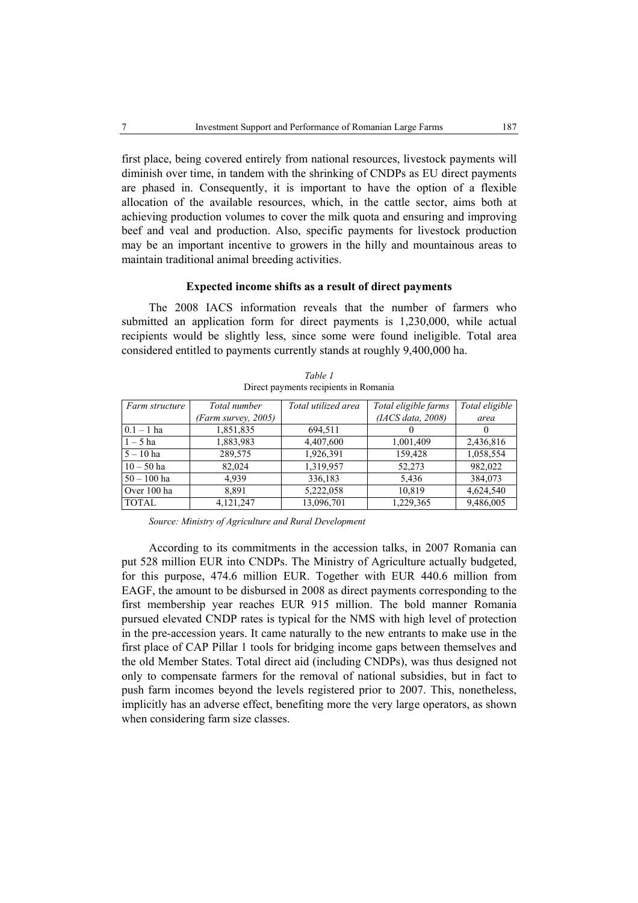first place, being covered entirely from national resources, livestock payments will diminish over time, in tandem with the shrinking of CNDPs as EU direct payments are phased in. Consequently, it is important to have the option of a flexible allocation of the available resources, which, in the cattle sector, aims both at achieving production volumes to cover the milk quota and ensuring and improving beef and veal and production. Also, specific payments for livestock production may be an important incentive to growers in the hilly and mountainous areas to maintain traditional animal breeding activities.

### Expected income shifts as a result of direct payments

The 2008 IACS information reveals that the number of farmers who submitted an application form for direct payments is 1,230,000, while actual recipients would be slightly less, since some were found ineligible. Total area considered entitled to payments currently stands at roughly 9,400,000 ha.

*Table 1*

Direct payments recipients in Romania

| *Farm structure* | *Total number (Farm survey, 2005)* | *Total utilized area* | *Total eligible farms (IACS data, 2008)* | *Total eligible area* |
|---|---|---|---|---|
| 0.1 – 1 ha | 1,851,835 | 694,511 | 0 | 0 |
| 1 – 5 ha | 1,883,983 | 4,407,600 | 1,001,409 | 2,436,816 |
| 5 – 10 ha | 289,575 | 1,926,391 | 159,428 | 1,058,554 |
| 10 – 50 ha | 82,024 | 1,319,957 | 52,273 | 982,022 |
| 50 – 100 ha | 4,939 | 336,183 | 5,436 | 384,073 |
| Over 100 ha | 8,891 | 5,222,058 | 10,819 | 4,624,540 |
| TOTAL | 4,121,247 | 13,096,701 | 1,229,365 | 9,486,005 |

*Source: Ministry of Agriculture and Rural Development*

According to its commitments in the accession talks, in 2007 Romania can put 528 million EUR into CNDPs. The Ministry of Agriculture actually budgeted, for this purpose, 474.6 million EUR. Together with EUR 440.6 million from EAGF, the amount to be disbursed in 2008 as direct payments corresponding to the first membership year reaches EUR 915 million. The bold manner Romania pursued elevated CNDP rates is typical for the NMS with high level of protection in the pre-accession years. It came naturally to the new entrants to make use in the first place of CAP Pillar 1 tools for bridging income gaps between themselves and the old Member States. Total direct aid (including CNDPs), was thus designed not only to compensate farmers for the removal of national subsidies, but in fact to push farm incomes beyond the levels registered prior to 2007. This, nonetheless, implicitly has an adverse effect, benefiting more the very large operators, as shown when considering farm size classes.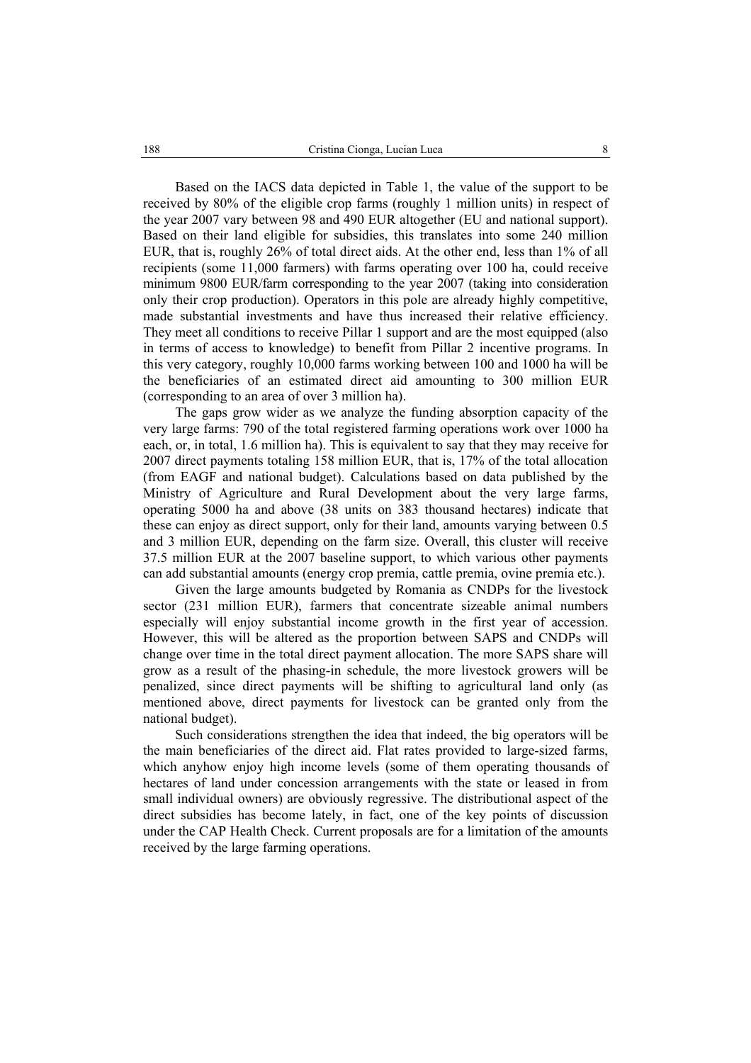Based on the IACS data depicted in Table 1, the value of the support to be received by 80% of the eligible crop farms (roughly 1 million units) in respect of the year 2007 vary between 98 and 490 EUR altogether (EU and national support). Based on their land eligible for subsidies, this translates into some 240 million EUR, that is, roughly 26% of total direct aids. At the other end, less than 1% of all recipients (some 11,000 farmers) with farms operating over 100 ha, could receive minimum 9800 EUR/farm corresponding to the year 2007 (taking into consideration only their crop production). Operators in this pole are already highly competitive, made substantial investments and have thus increased their relative efficiency. They meet all conditions to receive Pillar 1 support and are the most equipped (also in terms of access to knowledge) to benefit from Pillar 2 incentive programs. In this very category, roughly 10,000 farms working between 100 and 1000 ha will be the beneficiaries of an estimated direct aid amounting to 300 million EUR (corresponding to an area of over 3 million ha).

The gaps grow wider as we analyze the funding absorption capacity of the very large farms: 790 of the total registered farming operations work over 1000 ha each, or, in total, 1.6 million ha). This is equivalent to say that they may receive for 2007 direct payments totaling 158 million EUR, that is, 17% of the total allocation (from EAGF and national budget). Calculations based on data published by the Ministry of Agriculture and Rural Development about the very large farms, operating 5000 ha and above (38 units on 383 thousand hectares) indicate that these can enjoy as direct support, only for their land, amounts varying between 0.5 and 3 million EUR, depending on the farm size. Overall, this cluster will receive 37.5 million EUR at the 2007 baseline support, to which various other payments can add substantial amounts (energy crop premia, cattle premia, ovine premia etc.).

Given the large amounts budgeted by Romania as CNDPs for the livestock sector (231 million EUR), farmers that concentrate sizeable animal numbers especially will enjoy substantial income growth in the first year of accession. However, this will be altered as the proportion between SAPS and CNDPs will change over time in the total direct payment allocation. The more SAPS share will grow as a result of the phasing-in schedule, the more livestock growers will be penalized, since direct payments will be shifting to agricultural land only (as mentioned above, direct payments for livestock can be granted only from the national budget).

Such considerations strengthen the idea that indeed, the big operators will be the main beneficiaries of the direct aid. Flat rates provided to large-sized farms, which anyhow enjoy high income levels (some of them operating thousands of hectares of land under concession arrangements with the state or leased in from small individual owners) are obviously regressive. The distributional aspect of the direct subsidies has become lately, in fact, one of the key points of discussion under the CAP Health Check. Current proposals are for a limitation of the amounts received by the large farming operations.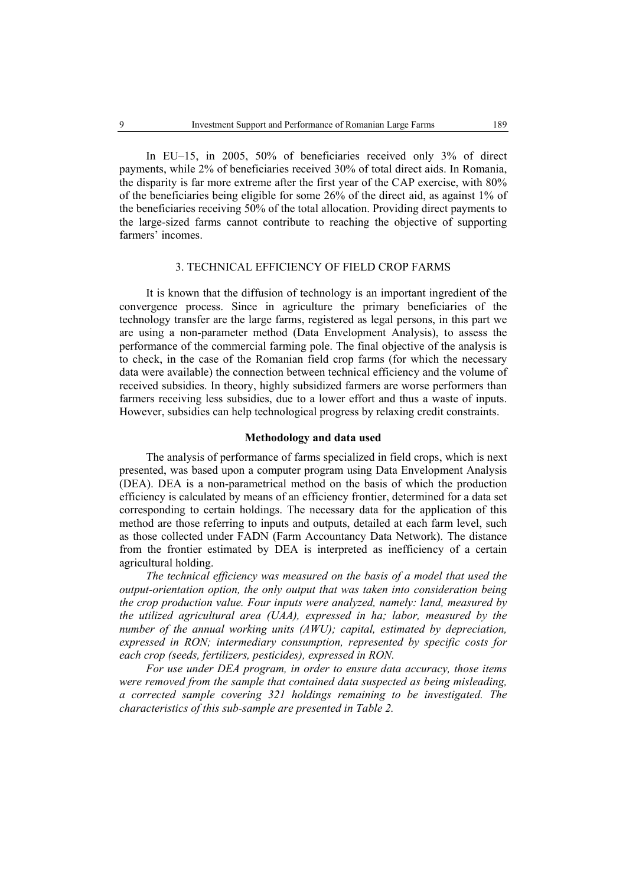In EU–15, in 2005, 50% of beneficiaries received only 3% of direct payments, while 2% of beneficiaries received 30% of total direct aids. In Romania, the disparity is far more extreme after the first year of the CAP exercise, with 80% of the beneficiaries being eligible for some 26% of the direct aid, as against 1% of the beneficiaries receiving 50% of the total allocation. Providing direct payments to the large-sized farms cannot contribute to reaching the objective of supporting farmers' incomes.

## 3. TECHNICAL EFFICIENCY OF FIELD CROP FARMS

It is known that the diffusion of technology is an important ingredient of the convergence process. Since in agriculture the primary beneficiaries of the technology transfer are the large farms, registered as legal persons, in this part we are using a non-parameter method (Data Envelopment Analysis), to assess the performance of the commercial farming pole. The final objective of the analysis is to check, in the case of the Romanian field crop farms (for which the necessary data were available) the connection between technical efficiency and the volume of received subsidies. In theory, highly subsidized farmers are worse performers than farmers receiving less subsidies, due to a lower effort and thus a waste of inputs. However, subsidies can help technological progress by relaxing credit constraints.

### Methodology and data used

The analysis of performance of farms specialized in field crops, which is next presented, was based upon a computer program using Data Envelopment Analysis (DEA). DEA is a non-parametrical method on the basis of which the production efficiency is calculated by means of an efficiency frontier, determined for a data set corresponding to certain holdings. The necessary data for the application of this method are those referring to inputs and outputs, detailed at each farm level, such as those collected under FADN (Farm Accountancy Data Network). The distance from the frontier estimated by DEA is interpreted as inefficiency of a certain agricultural holding.

*The technical efficiency was measured on the basis of a model that used the output-orientation option, the only output that was taken into consideration being the crop production value. Four inputs were analyzed, namely: land, measured by the utilized agricultural area (UAA), expressed in ha; labor, measured by the number of the annual working units (AWU); capital, estimated by depreciation, expressed in RON; intermediary consumption, represented by specific costs for each crop (seeds, fertilizers, pesticides), expressed in RON.*

*For use under DEA program, in order to ensure data accuracy, those items were removed from the sample that contained data suspected as being misleading, a corrected sample covering 321 holdings remaining to be investigated. The characteristics of this sub-sample are presented in Table 2.*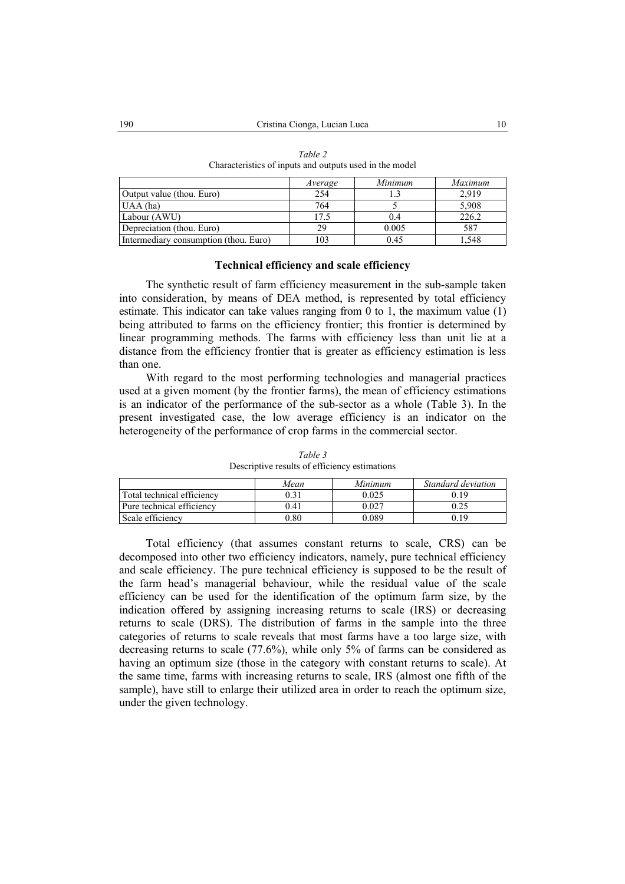*Table 2*
Characteristics of inputs and outputs used in the model

| | *Average* | *Minimum* | *Maximum* |
|---|---|---|---|
| Output value (thou. Euro) | 254 | 1.3 | 2,919 |
| UAA (ha) | 764 | 5 | 5,908 |
| Labour (AWU) | 17.5 | 0.4 | 226.2 |
| Depreciation (thou. Euro) | 29 | 0.005 | 587 |
| Intermediary consumption (thou. Euro) | 103 | 0.45 | 1,548 |

### Technical efficiency and scale efficiency

The synthetic result of farm efficiency measurement in the sub-sample taken into consideration, by means of DEA method, is represented by total efficiency estimate. This indicator can take values ranging from 0 to 1, the maximum value (1) being attributed to farms on the efficiency frontier; this frontier is determined by linear programming methods. The farms with efficiency less than unit lie at a distance from the efficiency frontier that is greater as efficiency estimation is less than one.

With regard to the most performing technologies and managerial practices used at a given moment (by the frontier farms), the mean of efficiency estimations is an indicator of the performance of the sub-sector as a whole (Table 3). In the present investigated case, the low average efficiency is an indicator on the heterogeneity of the performance of crop farms in the commercial sector.

*Table 3*
Descriptive results of efficiency estimations

| | *Mean* | *Minimum* | *Standard deviation* |
|---|---|---|---|
| Total technical efficiency | 0.31 | 0.025 | 0.19 |
| Pure technical efficiency | 0.41 | 0.027 | 0.25 |
| Scale efficiency | 0.80 | 0.089 | 0.19 |

Total efficiency (that assumes constant returns to scale, CRS) can be decomposed into other two efficiency indicators, namely, pure technical efficiency and scale efficiency. The pure technical efficiency is supposed to be the result of the farm head's managerial behaviour, while the residual value of the scale efficiency can be used for the identification of the optimum farm size, by the indication offered by assigning increasing returns to scale (IRS) or decreasing returns to scale (DRS). The distribution of farms in the sample into the three categories of returns to scale reveals that most farms have a too large size, with decreasing returns to scale (77.6%), while only 5% of farms can be considered as having an optimum size (those in the category with constant returns to scale). At the same time, farms with increasing returns to scale, IRS (almost one fifth of the sample), have still to enlarge their utilized area in order to reach the optimum size, under the given technology.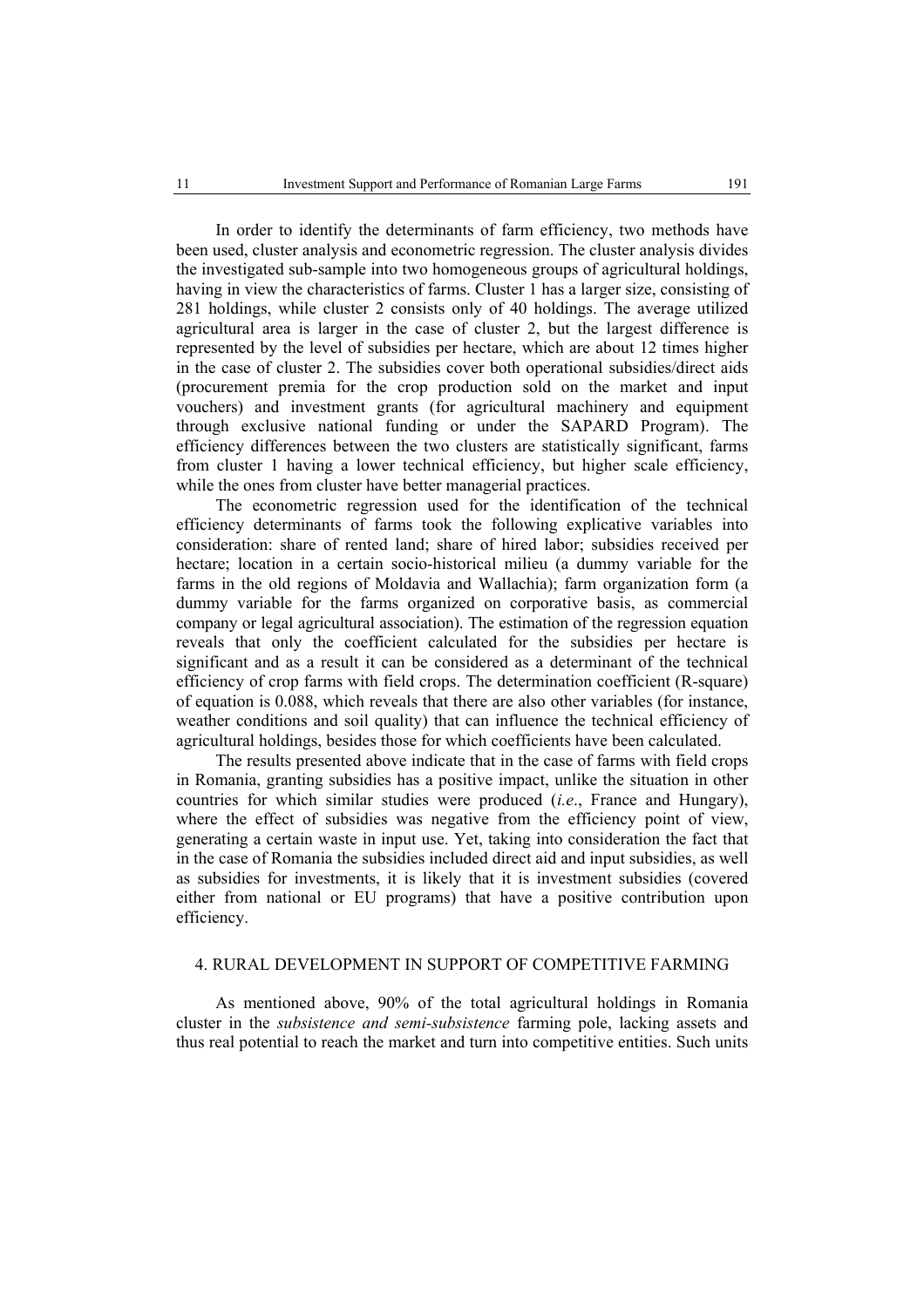In order to identify the determinants of farm efficiency, two methods have been used, cluster analysis and econometric regression. The cluster analysis divides the investigated sub-sample into two homogeneous groups of agricultural holdings, having in view the characteristics of farms. Cluster 1 has a larger size, consisting of 281 holdings, while cluster 2 consists only of 40 holdings. The average utilized agricultural area is larger in the case of cluster 2, but the largest difference is represented by the level of subsidies per hectare, which are about 12 times higher in the case of cluster 2. The subsidies cover both operational subsidies/direct aids (procurement premia for the crop production sold on the market and input vouchers) and investment grants (for agricultural machinery and equipment through exclusive national funding or under the SAPARD Program). The efficiency differences between the two clusters are statistically significant, farms from cluster 1 having a lower technical efficiency, but higher scale efficiency, while the ones from cluster have better managerial practices.

The econometric regression used for the identification of the technical efficiency determinants of farms took the following explicative variables into consideration: share of rented land; share of hired labor; subsidies received per hectare; location in a certain socio-historical milieu (a dummy variable for the farms in the old regions of Moldavia and Wallachia); farm organization form (a dummy variable for the farms organized on corporative basis, as commercial company or legal agricultural association). The estimation of the regression equation reveals that only the coefficient calculated for the subsidies per hectare is significant and as a result it can be considered as a determinant of the technical efficiency of crop farms with field crops. The determination coefficient (R-square) of equation is 0.088, which reveals that there are also other variables (for instance, weather conditions and soil quality) that can influence the technical efficiency of agricultural holdings, besides those for which coefficients have been calculated.

The results presented above indicate that in the case of farms with field crops in Romania, granting subsidies has a positive impact, unlike the situation in other countries for which similar studies were produced (*i.e*., France and Hungary), where the effect of subsidies was negative from the efficiency point of view, generating a certain waste in input use. Yet, taking into consideration the fact that in the case of Romania the subsidies included direct aid and input subsidies, as well as subsidies for investments, it is likely that it is investment subsidies (covered either from national or EU programs) that have a positive contribution upon efficiency.

## 4. RURAL DEVELOPMENT IN SUPPORT OF COMPETITIVE FARMING

As mentioned above, 90% of the total agricultural holdings in Romania cluster in the *subsistence and semi-subsistence* farming pole, lacking assets and thus real potential to reach the market and turn into competitive entities. Such units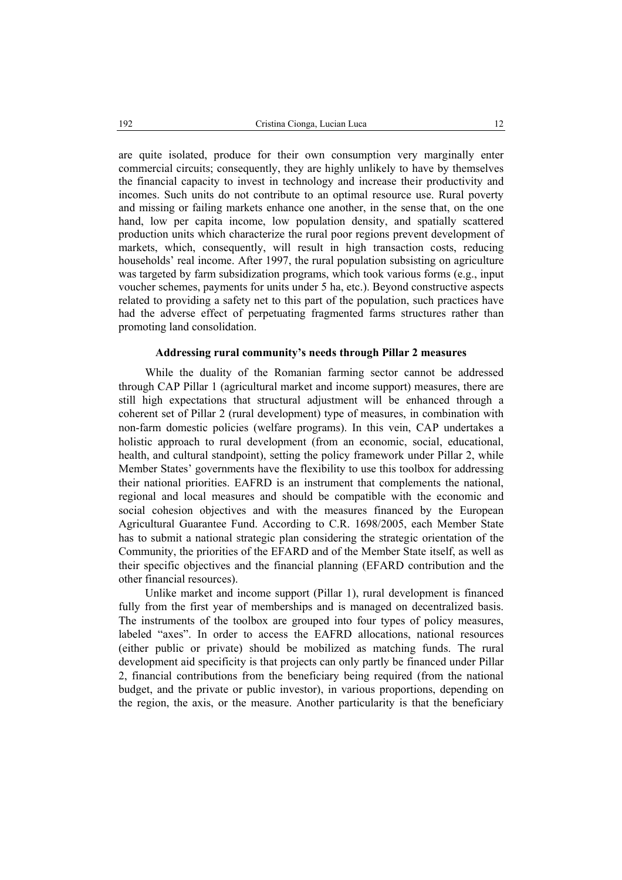are quite isolated, produce for their own consumption very marginally enter commercial circuits; consequently, they are highly unlikely to have by themselves the financial capacity to invest in technology and increase their productivity and incomes. Such units do not contribute to an optimal resource use. Rural poverty and missing or failing markets enhance one another, in the sense that, on the one hand, low per capita income, low population density, and spatially scattered production units which characterize the rural poor regions prevent development of markets, which, consequently, will result in high transaction costs, reducing households' real income. After 1997, the rural population subsisting on agriculture was targeted by farm subsidization programs, which took various forms (e.g., input voucher schemes, payments for units under 5 ha, etc.). Beyond constructive aspects related to providing a safety net to this part of the population, such practices have had the adverse effect of perpetuating fragmented farms structures rather than promoting land consolidation.

### Addressing rural community's needs through Pillar 2 measures

While the duality of the Romanian farming sector cannot be addressed through CAP Pillar 1 (agricultural market and income support) measures, there are still high expectations that structural adjustment will be enhanced through a coherent set of Pillar 2 (rural development) type of measures, in combination with non-farm domestic policies (welfare programs). In this vein, CAP undertakes a holistic approach to rural development (from an economic, social, educational, health, and cultural standpoint), setting the policy framework under Pillar 2, while Member States' governments have the flexibility to use this toolbox for addressing their national priorities. EAFRD is an instrument that complements the national, regional and local measures and should be compatible with the economic and social cohesion objectives and with the measures financed by the European Agricultural Guarantee Fund. According to C.R. 1698/2005, each Member State has to submit a national strategic plan considering the strategic orientation of the Community, the priorities of the EFARD and of the Member State itself, as well as their specific objectives and the financial planning (EFARD contribution and the other financial resources).

Unlike market and income support (Pillar 1), rural development is financed fully from the first year of memberships and is managed on decentralized basis. The instruments of the toolbox are grouped into four types of policy measures, labeled "axes". In order to access the EAFRD allocations, national resources (either public or private) should be mobilized as matching funds. The rural development aid specificity is that projects can only partly be financed under Pillar 2, financial contributions from the beneficiary being required (from the national budget, and the private or public investor), in various proportions, depending on the region, the axis, or the measure. Another particularity is that the beneficiary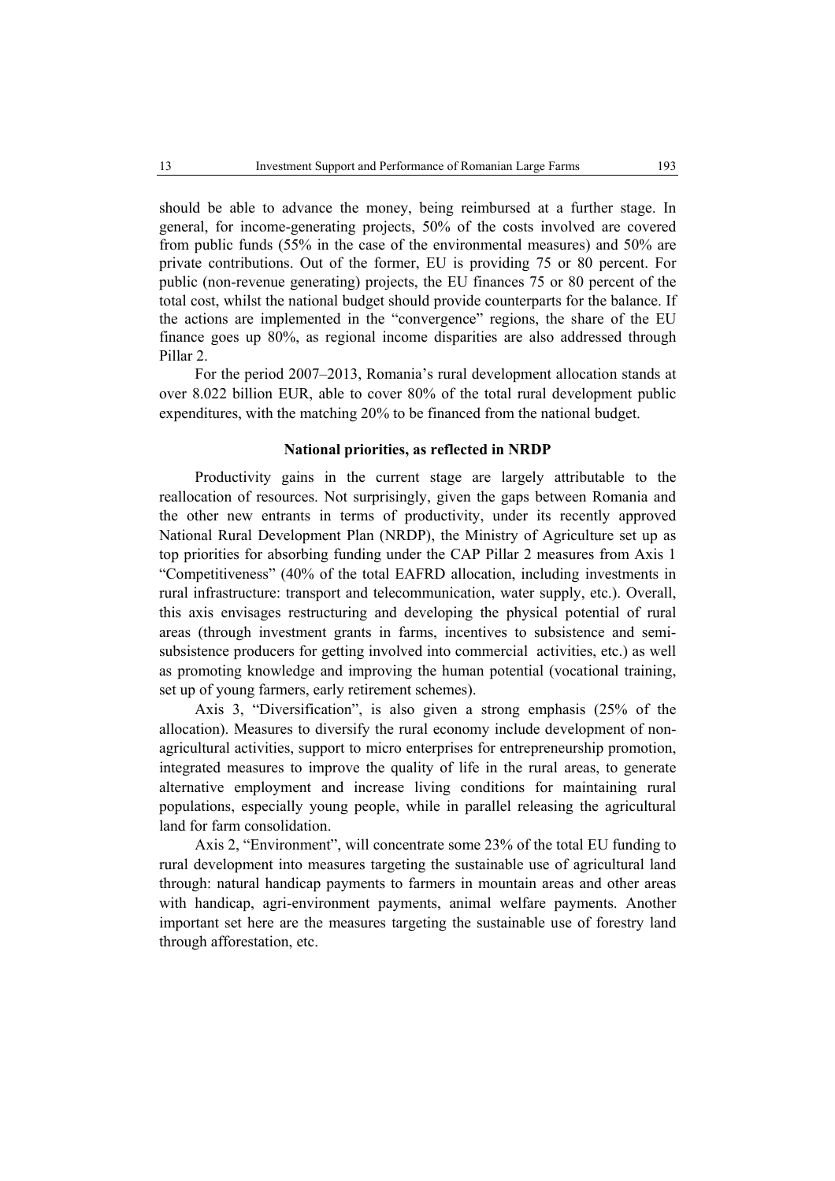should be able to advance the money, being reimbursed at a further stage. In general, for income-generating projects, 50% of the costs involved are covered from public funds (55% in the case of the environmental measures) and 50% are private contributions. Out of the former, EU is providing 75 or 80 percent. For public (non-revenue generating) projects, the EU finances 75 or 80 percent of the total cost, whilst the national budget should provide counterparts for the balance. If the actions are implemented in the "convergence" regions, the share of the EU finance goes up 80%, as regional income disparities are also addressed through Pillar 2.

For the period 2007–2013, Romania's rural development allocation stands at over 8.022 billion EUR, able to cover 80% of the total rural development public expenditures, with the matching 20% to be financed from the national budget.

**National priorities, as reflected in NRDP**

Productivity gains in the current stage are largely attributable to the reallocation of resources. Not surprisingly, given the gaps between Romania and the other new entrants in terms of productivity, under its recently approved National Rural Development Plan (NRDP), the Ministry of Agriculture set up as top priorities for absorbing funding under the CAP Pillar 2 measures from Axis 1 "Competitiveness" (40% of the total EAFRD allocation, including investments in rural infrastructure: transport and telecommunication, water supply, etc.). Overall, this axis envisages restructuring and developing the physical potential of rural areas (through investment grants in farms, incentives to subsistence and semi-subsistence producers for getting involved into commercial activities, etc.) as well as promoting knowledge and improving the human potential (vocational training, set up of young farmers, early retirement schemes).

Axis 3, "Diversification", is also given a strong emphasis (25% of the allocation). Measures to diversify the rural economy include development of non-agricultural activities, support to micro enterprises for entrepreneurship promotion, integrated measures to improve the quality of life in the rural areas, to generate alternative employment and increase living conditions for maintaining rural populations, especially young people, while in parallel releasing the agricultural land for farm consolidation.

Axis 2, "Environment", will concentrate some 23% of the total EU funding to rural development into measures targeting the sustainable use of agricultural land through: natural handicap payments to farmers in mountain areas and other areas with handicap, agri-environment payments, animal welfare payments. Another important set here are the measures targeting the sustainable use of forestry land through afforestation, etc.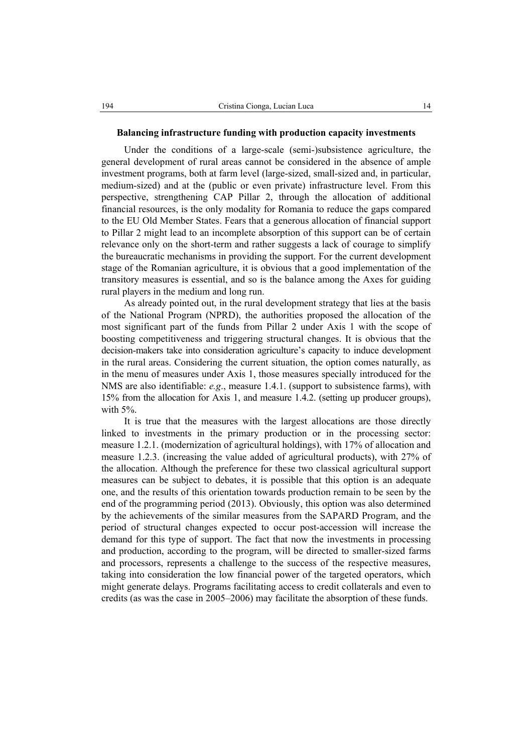**Balancing infrastructure funding with production capacity investments**

Under the conditions of a large-scale (semi-)subsistence agriculture, the general development of rural areas cannot be considered in the absence of ample investment programs, both at farm level (large-sized, small-sized and, in particular, medium-sized) and at the (public or even private) infrastructure level. From this perspective, strengthening CAP Pillar 2, through the allocation of additional financial resources, is the only modality for Romania to reduce the gaps compared to the EU Old Member States. Fears that a generous allocation of financial support to Pillar 2 might lead to an incomplete absorption of this support can be of certain relevance only on the short-term and rather suggests a lack of courage to simplify the bureaucratic mechanisms in providing the support. For the current development stage of the Romanian agriculture, it is obvious that a good implementation of the transitory measures is essential, and so is the balance among the Axes for guiding rural players in the medium and long run.

As already pointed out, in the rural development strategy that lies at the basis of the National Program (NPRD), the authorities proposed the allocation of the most significant part of the funds from Pillar 2 under Axis 1 with the scope of boosting competitiveness and triggering structural changes. It is obvious that the decision-makers take into consideration agriculture's capacity to induce development in the rural areas. Considering the current situation, the option comes naturally, as in the menu of measures under Axis 1, those measures specially introduced for the NMS are also identifiable: *e.g*., measure 1.4.1. (support to subsistence farms), with 15% from the allocation for Axis 1, and measure 1.4.2. (setting up producer groups), with 5%.

It is true that the measures with the largest allocations are those directly linked to investments in the primary production or in the processing sector: measure 1.2.1. (modernization of agricultural holdings), with 17% of allocation and measure 1.2.3. (increasing the value added of agricultural products), with 27% of the allocation. Although the preference for these two classical agricultural support measures can be subject to debates, it is possible that this option is an adequate one, and the results of this orientation towards production remain to be seen by the end of the programming period (2013). Obviously, this option was also determined by the achievements of the similar measures from the SAPARD Program, and the period of structural changes expected to occur post-accession will increase the demand for this type of support. The fact that now the investments in processing and production, according to the program, will be directed to smaller-sized farms and processors, represents a challenge to the success of the respective measures, taking into consideration the low financial power of the targeted operators, which might generate delays. Programs facilitating access to credit collaterals and even to credits (as was the case in 2005–2006) may facilitate the absorption of these funds.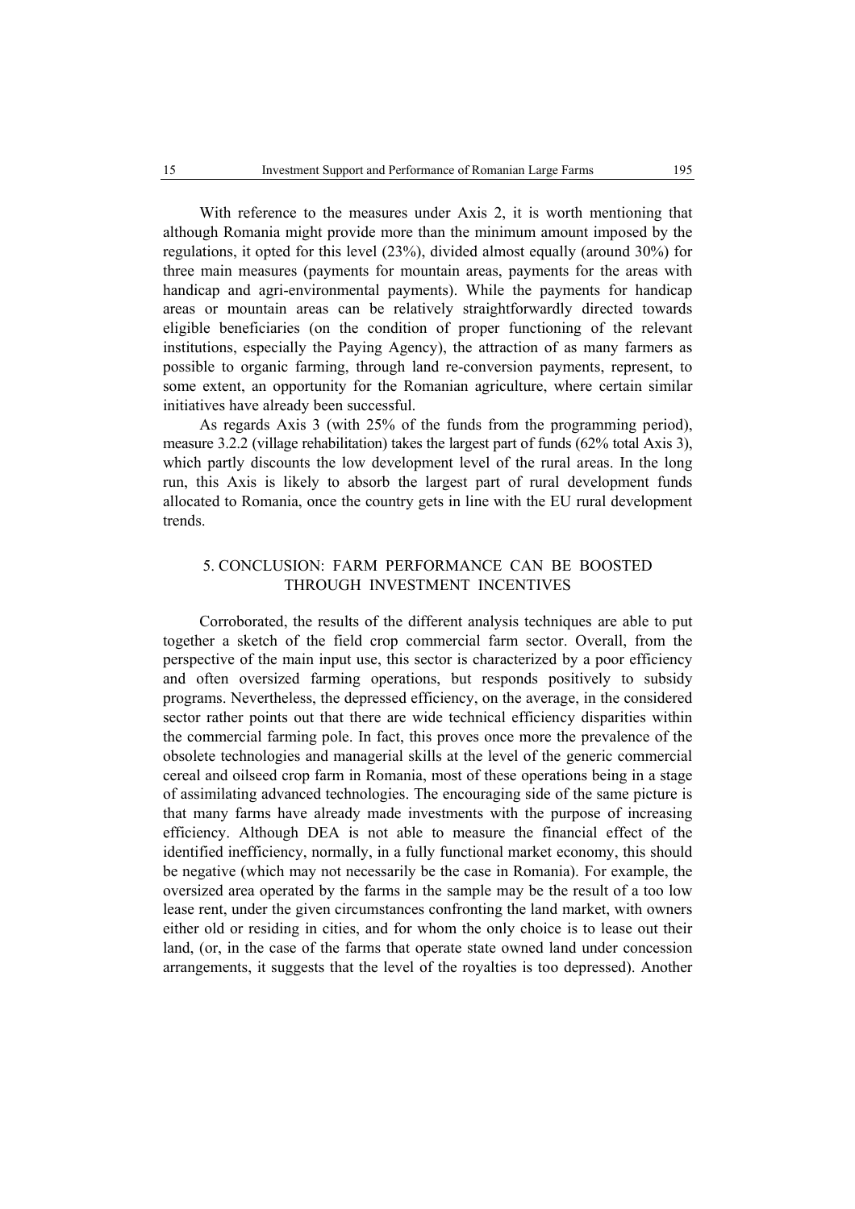With reference to the measures under Axis 2, it is worth mentioning that although Romania might provide more than the minimum amount imposed by the regulations, it opted for this level (23%), divided almost equally (around 30%) for three main measures (payments for mountain areas, payments for the areas with handicap and agri-environmental payments). While the payments for handicap areas or mountain areas can be relatively straightforwardly directed towards eligible beneficiaries (on the condition of proper functioning of the relevant institutions, especially the Paying Agency), the attraction of as many farmers as possible to organic farming, through land re-conversion payments, represent, to some extent, an opportunity for the Romanian agriculture, where certain similar initiatives have already been successful.

As regards Axis 3 (with 25% of the funds from the programming period), measure 3.2.2 (village rehabilitation) takes the largest part of funds (62% total Axis 3), which partly discounts the low development level of the rural areas. In the long run, this Axis is likely to absorb the largest part of rural development funds allocated to Romania, once the country gets in line with the EU rural development trends.

## 5. CONCLUSION: FARM PERFORMANCE CAN BE BOOSTED THROUGH INVESTMENT INCENTIVES

Corroborated, the results of the different analysis techniques are able to put together a sketch of the field crop commercial farm sector. Overall, from the perspective of the main input use, this sector is characterized by a poor efficiency and often oversized farming operations, but responds positively to subsidy programs. Nevertheless, the depressed efficiency, on the average, in the considered sector rather points out that there are wide technical efficiency disparities within the commercial farming pole. In fact, this proves once more the prevalence of the obsolete technologies and managerial skills at the level of the generic commercial cereal and oilseed crop farm in Romania, most of these operations being in a stage of assimilating advanced technologies. The encouraging side of the same picture is that many farms have already made investments with the purpose of increasing efficiency. Although DEA is not able to measure the financial effect of the identified inefficiency, normally, in a fully functional market economy, this should be negative (which may not necessarily be the case in Romania). For example, the oversized area operated by the farms in the sample may be the result of a too low lease rent, under the given circumstances confronting the land market, with owners either old or residing in cities, and for whom the only choice is to lease out their land, (or, in the case of the farms that operate state owned land under concession arrangements, it suggests that the level of the royalties is too depressed). Another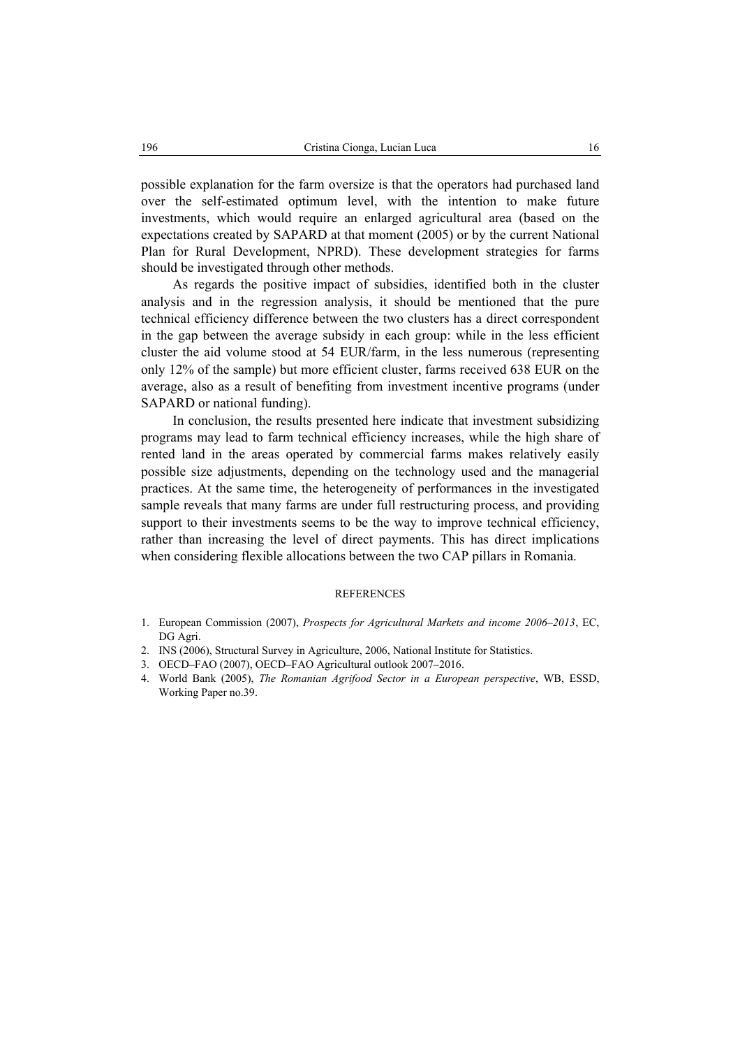possible explanation for the farm oversize is that the operators had purchased land over the self-estimated optimum level, with the intention to make future investments, which would require an enlarged agricultural area (based on the expectations created by SAPARD at that moment (2005) or by the current National Plan for Rural Development, NPRD). These development strategies for farms should be investigated through other methods.

As regards the positive impact of subsidies, identified both in the cluster analysis and in the regression analysis, it should be mentioned that the pure technical efficiency difference between the two clusters has a direct correspondent in the gap between the average subsidy in each group: while in the less efficient cluster the aid volume stood at 54 EUR/farm, in the less numerous (representing only 12% of the sample) but more efficient cluster, farms received 638 EUR on the average, also as a result of benefiting from investment incentive programs (under SAPARD or national funding).

In conclusion, the results presented here indicate that investment subsidizing programs may lead to farm technical efficiency increases, while the high share of rented land in the areas operated by commercial farms makes relatively easily possible size adjustments, depending on the technology used and the managerial practices. At the same time, the heterogeneity of performances in the investigated sample reveals that many farms are under full restructuring process, and providing support to their investments seems to be the way to improve technical efficiency, rather than increasing the level of direct payments. This has direct implications when considering flexible allocations between the two CAP pillars in Romania.

## REFERENCES

1. European Commission (2007), *Prospects for Agricultural Markets and income 2006–2013*, EC, DG Agri.
2. INS (2006), Structural Survey in Agriculture, 2006, National Institute for Statistics.
3. OECD–FAO (2007), OECD–FAO Agricultural outlook 2007–2016.
4. World Bank (2005), *The Romanian Agrifood Sector in a European perspective*, WB, ESSD, Working Paper no.39.